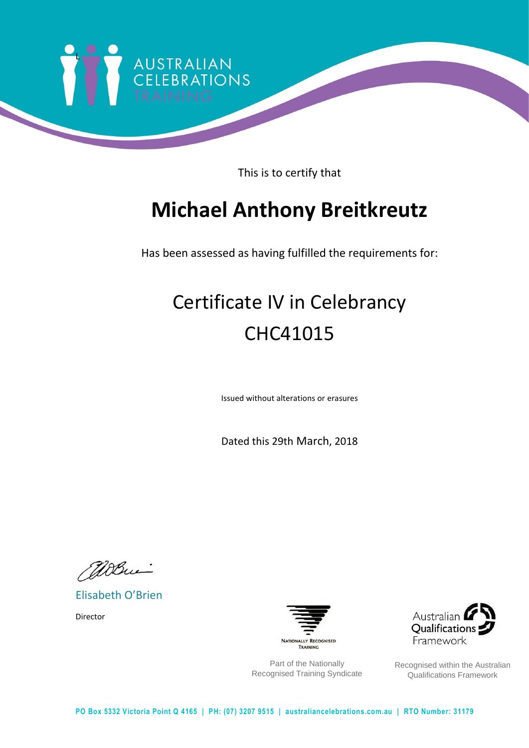AUSTRALIAN CELEBRATIONS TRAINING

This is to certify that

# Michael Anthony Breitkreutz

Has been assessed as having fulfilled the requirements for:

## Certificate IV in Celebrancy
## CHC41015

Issued without alterations or erasures

Dated this 29th March, 2018

Elisabeth O'Brien

Director

NATIONALLY RECOGNISED TRAINING

Part of the Nationally Recognised Training Syndicate

Australian Qualifications Framework

Recognised within the Australian Qualifications Framework

**PO Box 5332 Victoria Point Q 4165 | PH: (07) 3207 9515 | australiancelebrations.com.au | RTO Number: 31179**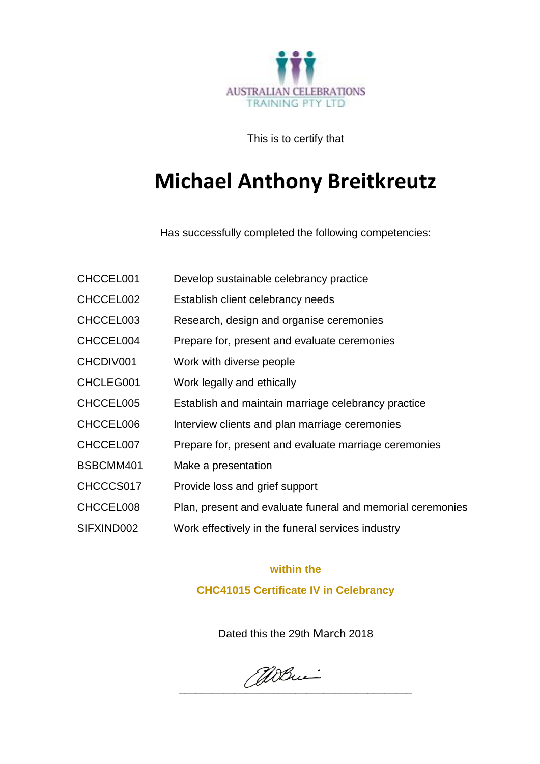AUSTRALIAN CELEBRATIONS TRAINING PTY LTD

This is to certify that

# Michael Anthony Breitkreutz

Has successfully completed the following competencies:

| | |
|---|---|
| CHCCEL001 | Develop sustainable celebrancy practice |
| CHCCEL002 | Establish client celebrancy needs |
| CHCCEL003 | Research, design and organise ceremonies |
| CHCCEL004 | Prepare for, present and evaluate ceremonies |
| CHCDIV001 | Work with diverse people |
| CHCLEG001 | Work legally and ethically |
| CHCCEL005 | Establish and maintain marriage celebrancy practice |
| CHCCEL006 | Interview clients and plan marriage ceremonies |
| CHCCEL007 | Prepare for, present and evaluate marriage ceremonies |
| BSBCMM401 | Make a presentation |
| CHCCCS017 | Provide loss and grief support |
| CHCCEL008 | Plan, present and evaluate funeral and memorial ceremonies |
| SIFXIND002 | Work effectively in the funeral services industry |

**within the**

**CHC41015 Certificate IV in Celebrancy**

Dated this the 29th March 2018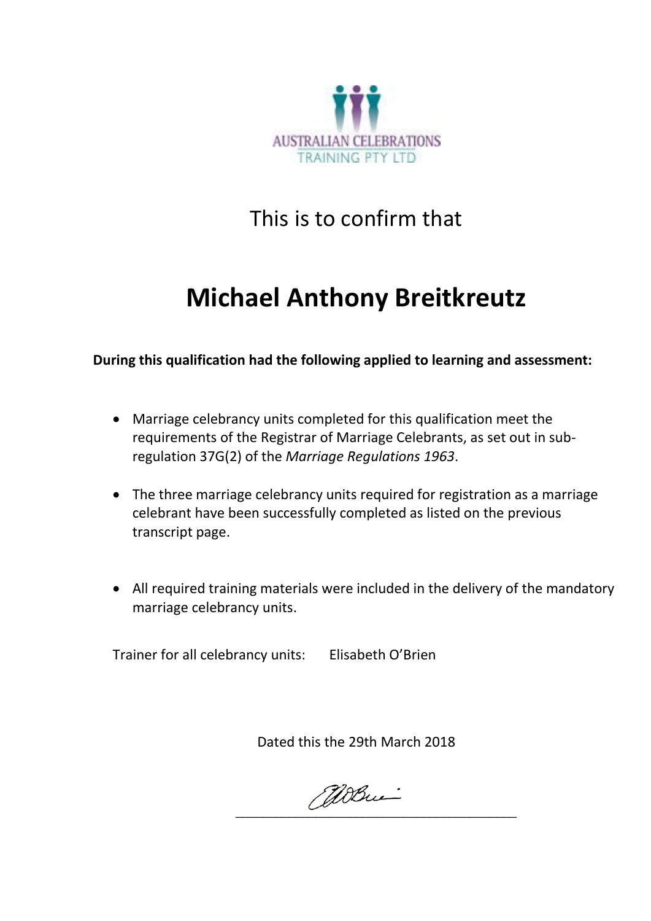AUSTRALIAN CELEBRATIONS
TRAINING PTY LTD

This is to confirm that

# Michael Anthony Breitkreutz

**During this qualification had the following applied to learning and assessment:**

- Marriage celebrancy units completed for this qualification meet the requirements of the Registrar of Marriage Celebrants, as set out in sub-regulation 37G(2) of the *Marriage Regulations 1963*.
- The three marriage celebrancy units required for registration as a marriage celebrant have been successfully completed as listed on the previous transcript page.
- All required training materials were included in the delivery of the mandatory marriage celebrancy units.

Trainer for all celebrancy units: Elisabeth O'Brien

Dated this the 29th March 2018